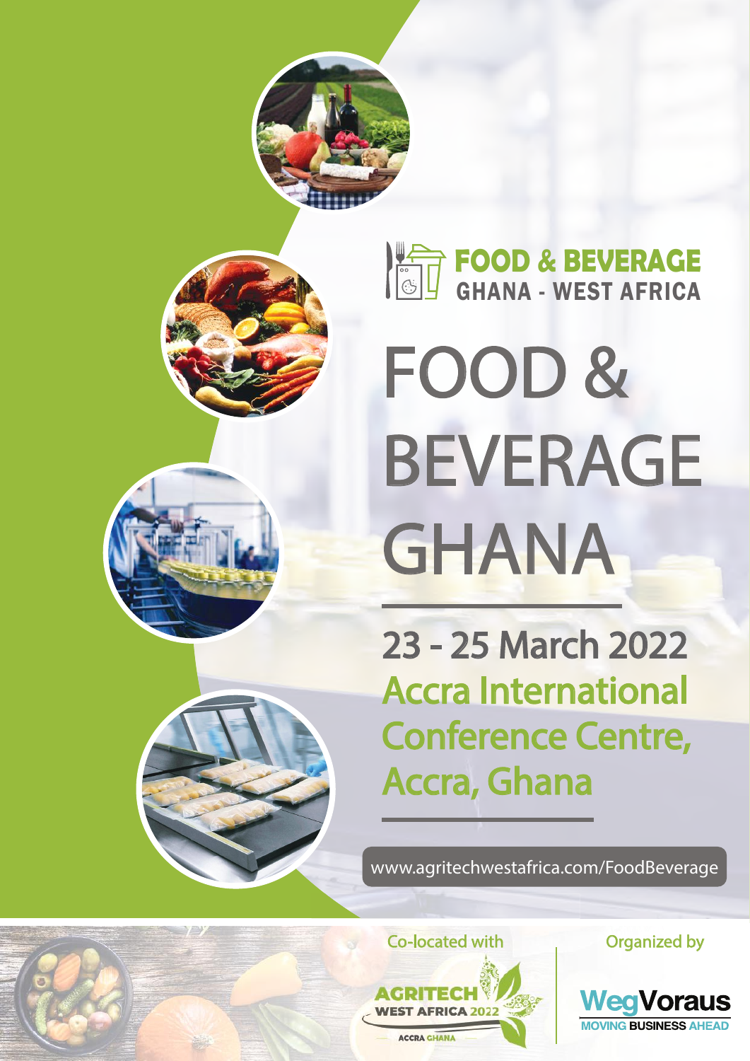FOOD & BEVERAGE
GHANA - WEST AFRICA

# FOOD & BEVERAGE GHANA

## 23 - 25 March 2022

**Accra International Conference Centre, Accra, Ghana**

www.agritechwestafrica.com/FoodBeverage

Co-located with

AGRITECH WEST AFRICA 2022
ACCRA GHANA

Organized by

WegVoraus
MOVING BUSINESS AHEAD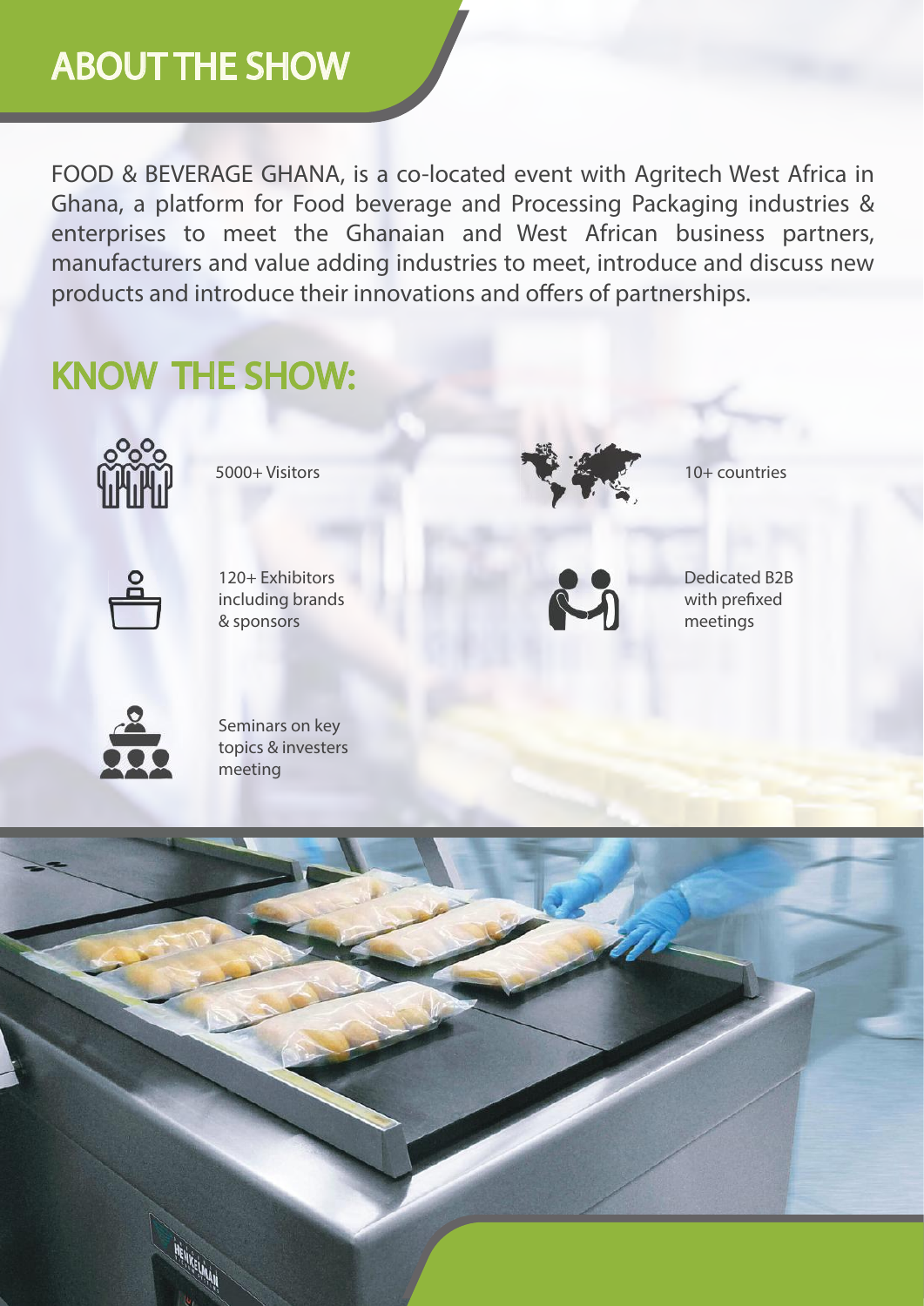# ABOUT THE SHOW

FOOD & BEVERAGE GHANA, is a co-located event with Agritech West Africa in Ghana, a platform for Food beverage and Processing Packaging industries & enterprises to meet the Ghanaian and West African business partners, manufacturers and value adding industries to meet, introduce and discuss new products and introduce their innovations and offers of partnerships.

## KNOW THE SHOW:

- 5000+ Visitors
- 10+ countries
- 120+ Exhibitors including brands & sponsors
- Dedicated B2B with prefixed meetings
- Seminars on key topics & investers meeting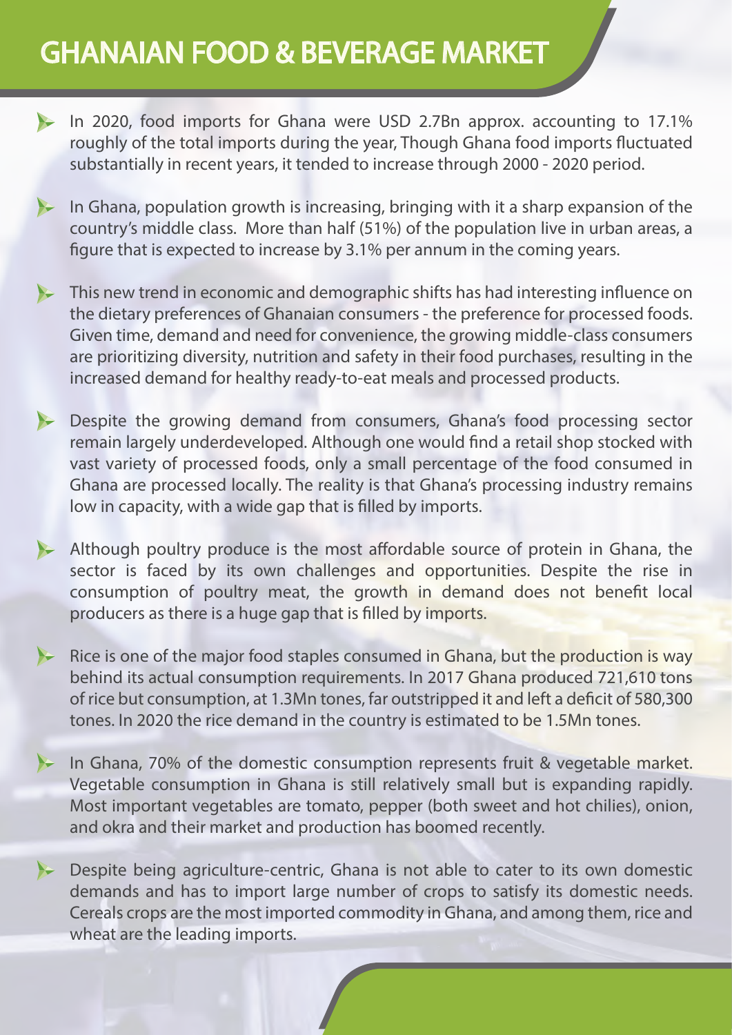# GHANAIAN FOOD & BEVERAGE MARKET

- In 2020, food imports for Ghana were USD 2.7Bn approx. accounting to 17.1% roughly of the total imports during the year, Though Ghana food imports fluctuated substantially in recent years, it tended to increase through 2000 - 2020 period.

- In Ghana, population growth is increasing, bringing with it a sharp expansion of the country's middle class. More than half (51%) of the population live in urban areas, a figure that is expected to increase by 3.1% per annum in the coming years.

- This new trend in economic and demographic shifts has had interesting influence on the dietary preferences of Ghanaian consumers - the preference for processed foods. Given time, demand and need for convenience, the growing middle-class consumers are prioritizing diversity, nutrition and safety in their food purchases, resulting in the increased demand for healthy ready-to-eat meals and processed products.

- Despite the growing demand from consumers, Ghana's food processing sector remain largely underdeveloped. Although one would find a retail shop stocked with vast variety of processed foods, only a small percentage of the food consumed in Ghana are processed locally. The reality is that Ghana's processing industry remains low in capacity, with a wide gap that is filled by imports.

- Although poultry produce is the most affordable source of protein in Ghana, the sector is faced by its own challenges and opportunities. Despite the rise in consumption of poultry meat, the growth in demand does not benefit local producers as there is a huge gap that is filled by imports.

- Rice is one of the major food staples consumed in Ghana, but the production is way behind its actual consumption requirements. In 2017 Ghana produced 721,610 tons of rice but consumption, at 1.3Mn tones, far outstripped it and left a deficit of 580,300 tones. In 2020 the rice demand in the country is estimated to be 1.5Mn tones.

- In Ghana, 70% of the domestic consumption represents fruit & vegetable market. Vegetable consumption in Ghana is still relatively small but is expanding rapidly. Most important vegetables are tomato, pepper (both sweet and hot chilies), onion, and okra and their market and production has boomed recently.

- Despite being agriculture-centric, Ghana is not able to cater to its own domestic demands and has to import large number of crops to satisfy its domestic needs. Cereals crops are the most imported commodity in Ghana, and among them, rice and wheat are the leading imports.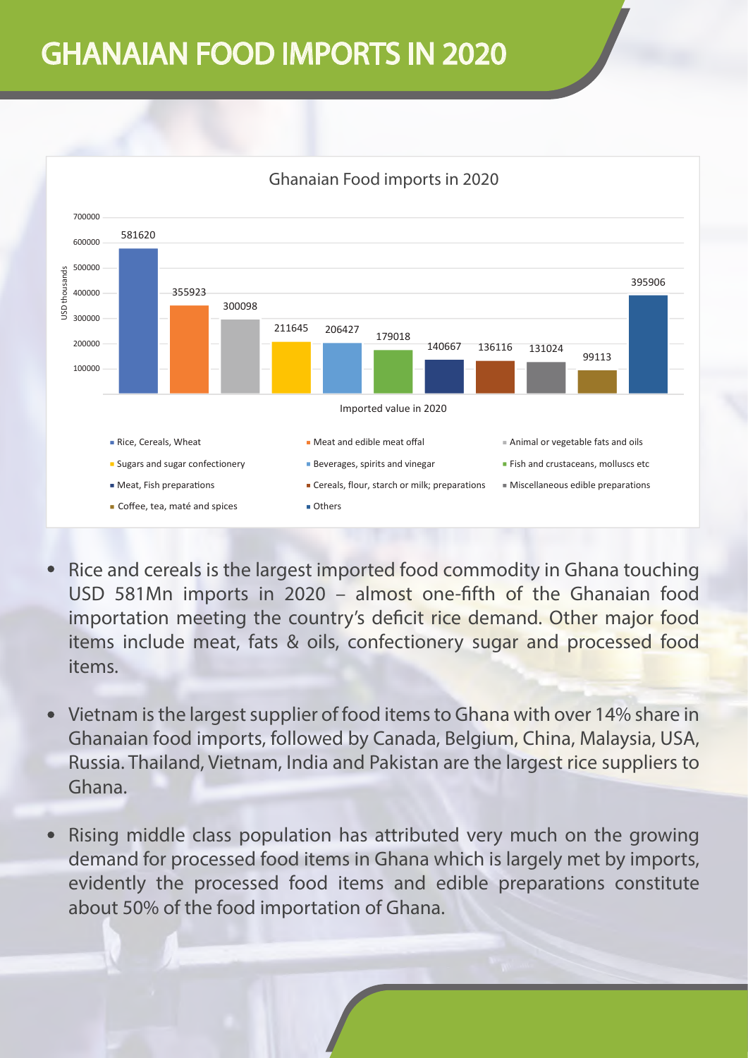# GHANAIAN FOOD IMPORTS IN 2020

**Ghanaian Food imports in 2020**

| Category | Imported value in 2020 (USD thousands) |
|---|---|
| Rice, Cereals, Wheat | 581620 |
| Meat and edible meat offal | 355923 |
| Animal or vegetable fats and oils | 300098 |
| Sugars and sugar confectionery | 211645 |
| Beverages, spirits and vinegar | 206427 |
| Fish and crustaceans, molluscs etc | 179018 |
| Meat, Fish preparations | 140667 |
| Cereals, flour, starch or milk; preparations | 136116 |
| Miscellaneous edible preparations | 131024 |
| Coffee, tea, maté and spices | 99113 |
| Others | 395906 |

- Rice and cereals is the largest imported food commodity in Ghana touching USD 581Mn imports in 2020 – almost one-fifth of the Ghanaian food importation meeting the country's deficit rice demand. Other major food items include meat, fats & oils, confectionery sugar and processed food items.
- Vietnam is the largest supplier of food items to Ghana with over 14% share in Ghanaian food imports, followed by Canada, Belgium, China, Malaysia, USA, Russia. Thailand, Vietnam, India and Pakistan are the largest rice suppliers to Ghana.
- Rising middle class population has attributed very much on the growing demand for processed food items in Ghana which is largely met by imports, evidently the processed food items and edible preparations constitute about 50% of the food importation of Ghana.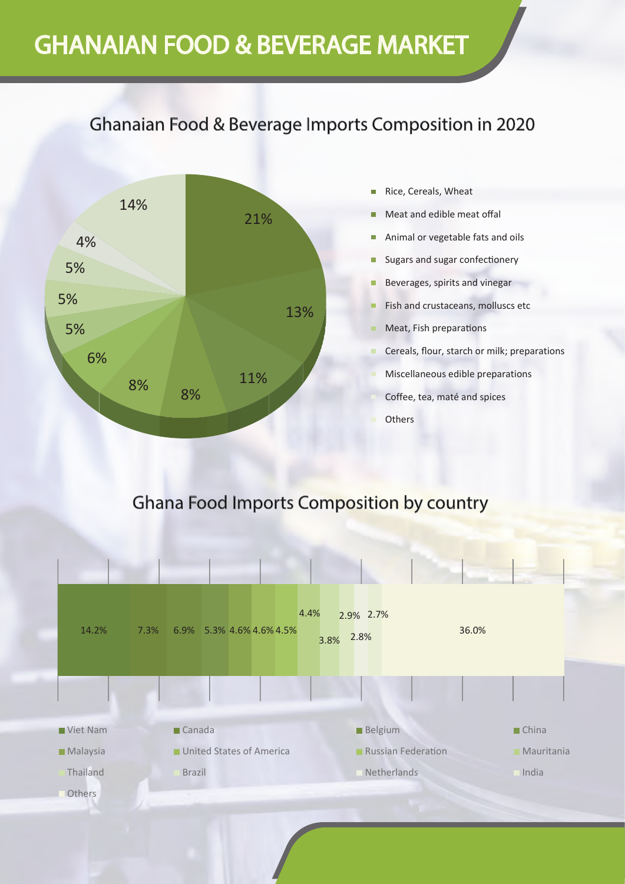# GHANAIAN FOOD & BEVERAGE MARKET

## Ghanaian Food & Beverage Imports Composition in 2020

| Category | Share |
|---|---|
| Rice, Cereals, Wheat | 21% |
| Meat and edible meat offal | 13% |
| Animal or vegetable fats and oils | 11% |
| Sugars and sugar confectionery | 8% |
| Beverages, spirits and vinegar | 8% |
| Fish and crustaceans, molluscs etc | 6% |
| Meat, Fish preparations | 5% |
| Cereals, flour, starch or milk; preparations | 5% |
| Miscellaneous edible preparations | 5% |
| Coffee, tea, maté and spices | 4% |
| Others | 14% |

## Ghana Food Imports Composition by country

| Country | Share |
|---|---|
| Viet Nam | 14.2% |
| Canada | 7.3% |
| Belgium | 6.9% |
| China | 5.3% |
| Malaysia | 4.6% |
| United States of America | 4.6% |
| Russian Federation | 4.5% |
| Mauritania | 4.4% |
| Thailand | 3.8% |
| Brazil | 2.9% |
| Netherlands | 2.8% |
| India | 2.7% |
| Others | 36.0% |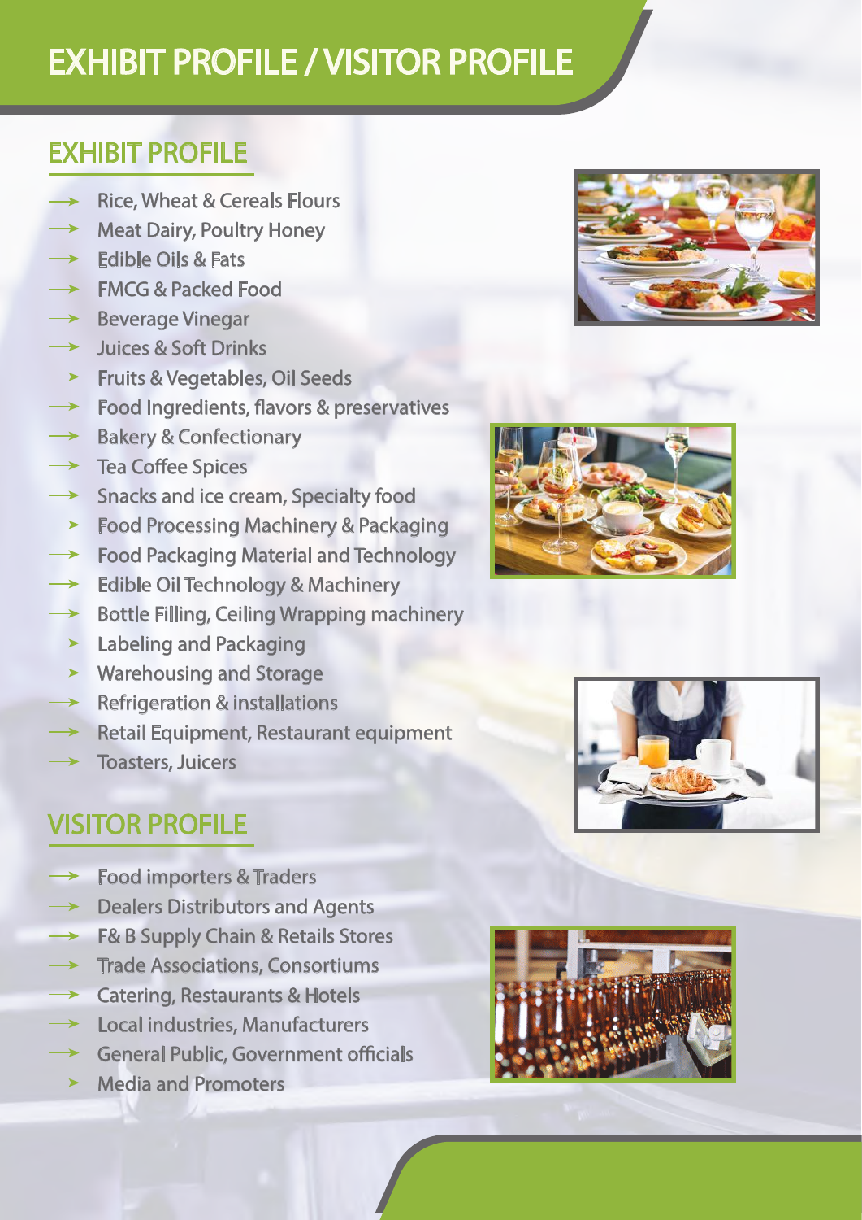# EXHIBIT PROFILE / VISITOR PROFILE

## EXHIBIT PROFILE

- Rice, Wheat & Cereals Flours
- Meat Dairy, Poultry Honey
- Edible Oils & Fats
- FMCG & Packed Food
- Beverage Vinegar
- Juices & Soft Drinks
- Fruits & Vegetables, Oil Seeds
- Food Ingredients, flavors & preservatives
- Bakery & Confectionary
- Tea Coffee Spices
- Snacks and ice cream, Specialty food
- Food Processing Machinery & Packaging
- Food Packaging Material and Technology
- Edible Oil Technology & Machinery
- Bottle Filling, Ceiling Wrapping machinery
- Labeling and Packaging
- Warehousing and Storage
- Refrigeration & installations
- Retail Equipment, Restaurant equipment
- Toasters, Juicers

## VISITOR PROFILE

- Food importers & Traders
- Dealers Distributors and Agents
- F& B Supply Chain & Retails Stores
- Trade Associations, Consortiums
- Catering, Restaurants & Hotels
- Local industries, Manufacturers
- General Public, Government officials
- Media and Promoters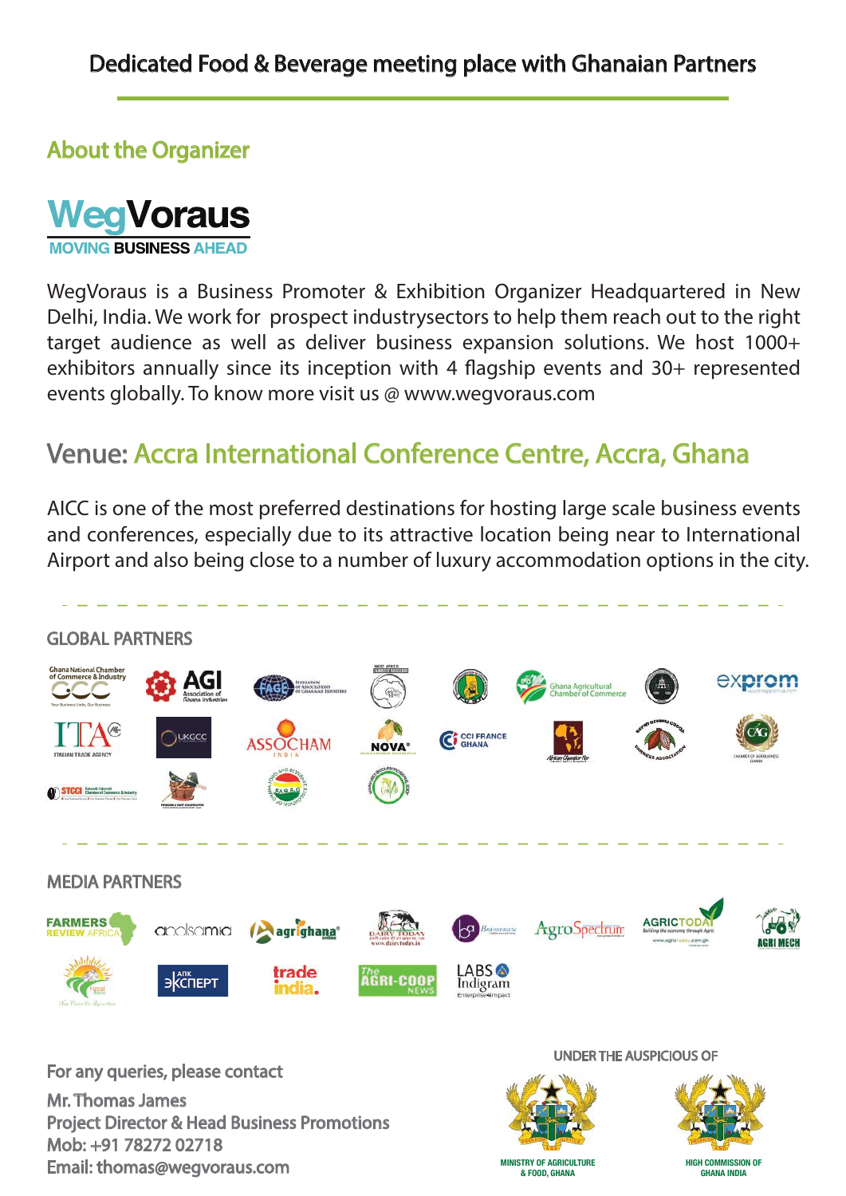# Dedicated Food & Beverage meeting place with Ghanaian Partners

## About the Organizer

WegVoraus
MOVING BUSINESS AHEAD

WegVoraus is a Business Promoter & Exhibition Organizer Headquartered in New Delhi, India. We work for prospect industrysectors to help them reach out to the right target audience as well as deliver business expansion solutions. We host 1000+ exhibitors annually since its inception with 4 flagship events and 30+ represented events globally. To know more visit us @ www.wegvoraus.com

## Venue: Accra International Conference Centre, Accra, Ghana

AICC is one of the most preferred destinations for hosting large scale business events and conferences, especially due to its attractive location being near to International Airport and also being close to a number of luxury accommodation options in the city.

### GLOBAL PARTNERS

### MEDIA PARTNERS

For any queries, please contact

Mr. Thomas James
Project Director & Head Business Promotions
Mob: +91 78272 02718
Email: thomas@wegvoraus.com

UNDER THE AUSPICIOUS OF

MINISTRY OF AGRICULTURE & FOOD, GHANA

HIGH COMMISSION OF GHANA INDIA